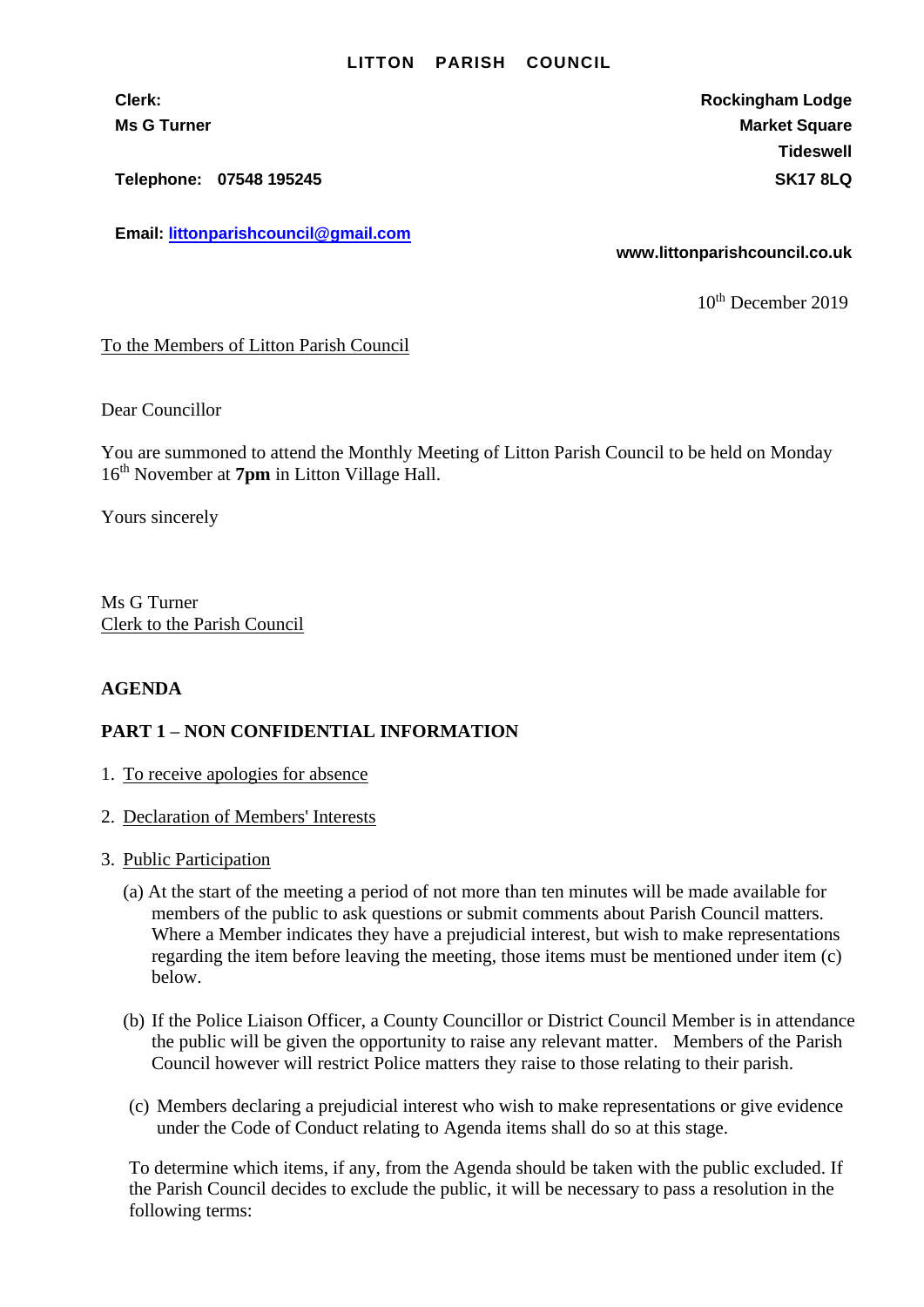**LITTON PARISH COUNCIL**

**Clerk:**
**Ms G Turner**

**Telephone: 07548 195245**

**Email: [littonparishcouncil@gmail.com](mailto:littonparishcouncil@gmail.com)**

**Rockingham Lodge**
**Market Square**
**Tideswell**
**SK17 8LQ**

**www.littonparishcouncil.co.uk**

10th December 2019

To the Members of Litton Parish Council

Dear Councillor

You are summoned to attend the Monthly Meeting of Litton Parish Council to be held on Monday 16th November at **7pm** in Litton Village Hall.

Yours sincerely

Ms G Turner
Clerk to the Parish Council

**AGENDA**

**PART 1 – NON CONFIDENTIAL INFORMATION**

1. To receive apologies for absence

2. Declaration of Members' Interests

3. Public Participation

   (a) At the start of the meeting a period of not more than ten minutes will be made available for members of the public to ask questions or submit comments about Parish Council matters. Where a Member indicates they have a prejudicial interest, but wish to make representations regarding the item before leaving the meeting, those items must be mentioned under item (c) below.

   (b) If the Police Liaison Officer, a County Councillor or District Council Member is in attendance the public will be given the opportunity to raise any relevant matter. Members of the Parish Council however will restrict Police matters they raise to those relating to their parish.

   (c) Members declaring a prejudicial interest who wish to make representations or give evidence under the Code of Conduct relating to Agenda items shall do so at this stage.

   To determine which items, if any, from the Agenda should be taken with the public excluded. If the Parish Council decides to exclude the public, it will be necessary to pass a resolution in the following terms: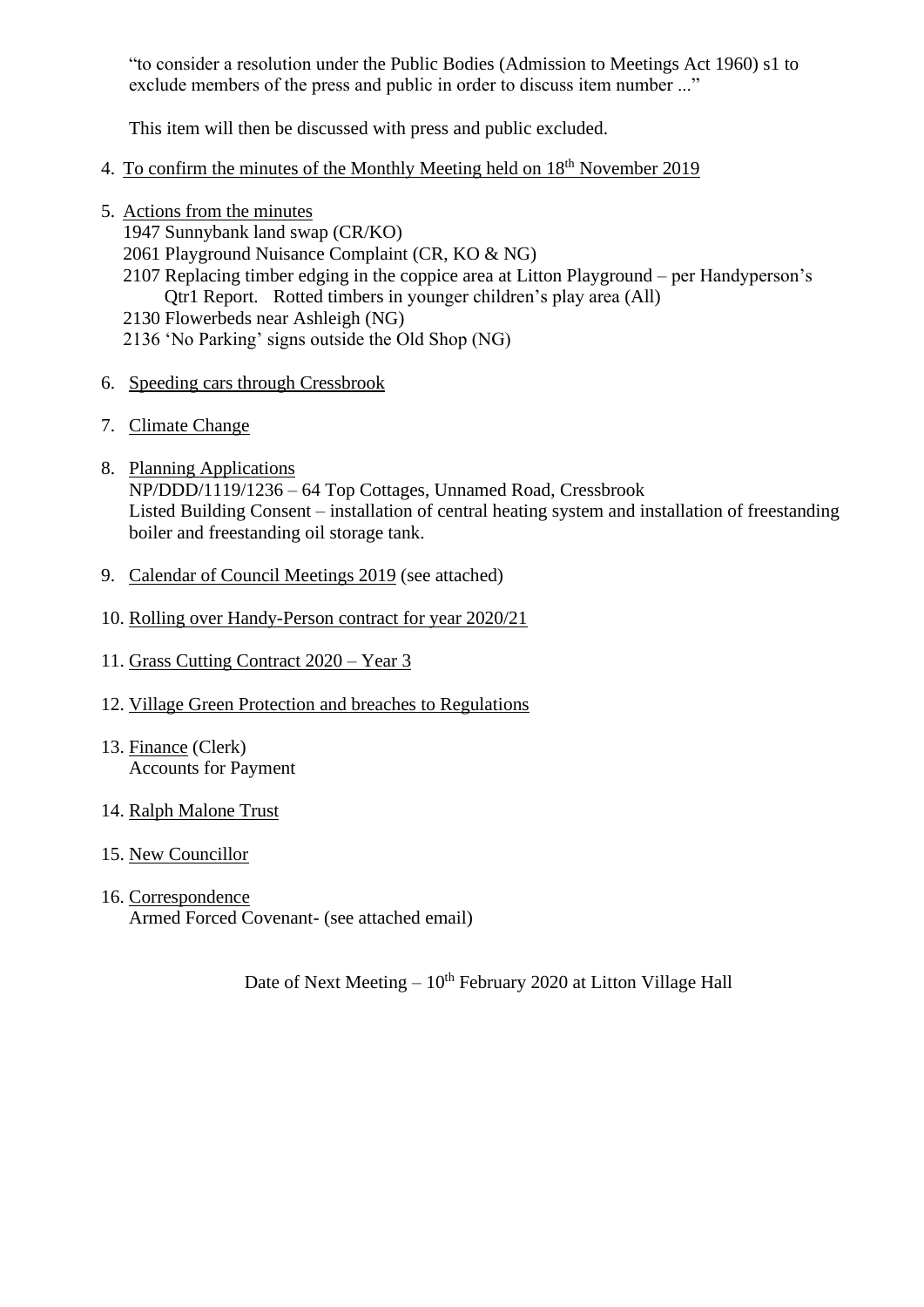"to consider a resolution under the Public Bodies (Admission to Meetings Act 1960) s1 to exclude members of the press and public in order to discuss item number ..."

This item will then be discussed with press and public excluded.

4. To confirm the minutes of the Monthly Meeting held on 18th November 2019

5. Actions from the minutes
   1947 Sunnybank land swap (CR/KO)
   2061 Playground Nuisance Complaint (CR, KO & NG)
   2107 Replacing timber edging in the coppice area at Litton Playground – per Handyperson's Qtr1 Report. Rotted timbers in younger children's play area (All)
   2130 Flowerbeds near Ashleigh (NG)
   2136 'No Parking' signs outside the Old Shop (NG)

6. Speeding cars through Cressbrook

7. Climate Change

8. Planning Applications
   NP/DDD/1119/1236 – 64 Top Cottages, Unnamed Road, Cressbrook
   Listed Building Consent – installation of central heating system and installation of freestanding boiler and freestanding oil storage tank.

9. Calendar of Council Meetings 2019 (see attached)

10. Rolling over Handy-Person contract for year 2020/21

11. Grass Cutting Contract 2020 – Year 3

12. Village Green Protection and breaches to Regulations

13. Finance (Clerk)
    Accounts for Payment

14. Ralph Malone Trust

15. New Councillor

16. Correspondence
    Armed Forced Covenant- (see attached email)

Date of Next Meeting – 10th February 2020 at Litton Village Hall